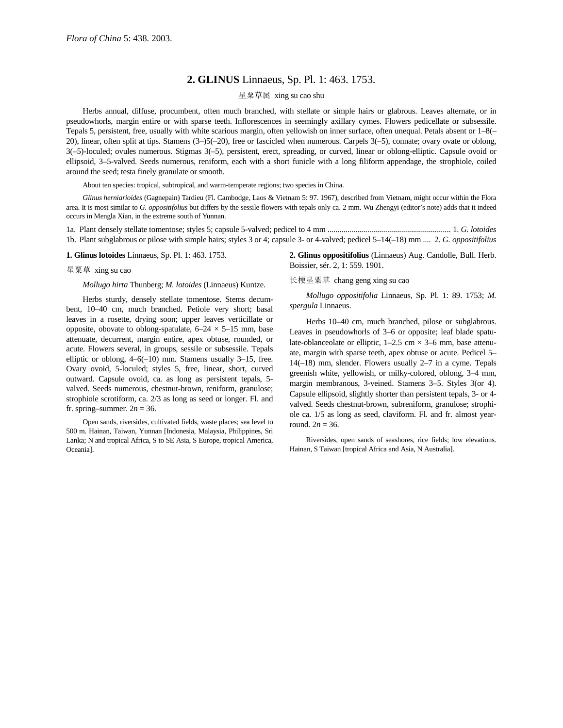*Flora of China* 5: 438. 2003.

## 2. GLINUS Linnaeus, Sp. Pl. 1: 463. 1753.

星粟草属 xing su cao shu

Herbs annual, diffuse, procumbent, often much branched, with stellate or simple hairs or glabrous. Leaves alternate, or in pseudowhorls, margin entire or with sparse teeth. Inflorescences in seemingly axillary cymes. Flowers pedicellate or subsessile. Tepals 5, persistent, free, usually with white scarious margin, often yellowish on inner surface, often unequal. Petals absent or 1–8(–20), linear, often split at tips. Stamens (3–)5(–20), free or fascicled when numerous. Carpels 3(–5), connate; ovary ovate or oblong, 3(–5)-loculed; ovules numerous. Stigmas 3(–5), persistent, erect, spreading, or curved, linear or oblong-elliptic. Capsule ovoid or ellipsoid, 3–5-valved. Seeds numerous, reniform, each with a short funicle with a long filiform appendage, the strophiole, coiled around the seed; testa finely granulate or smooth.

About ten species: tropical, subtropical, and warm-temperate regions; two species in China.

*Glinus herniarioides* (Gagnepain) Tardieu (Fl. Cambodge, Laos & Vietnam 5: 97. 1967), described from Vietnam, might occur within the Flora area. It is most similar to *G. oppositifolius* but differs by the sessile flowers with tepals only ca. 2 mm. Wu Zhengyi (editor's note) adds that it indeed occurs in Mengla Xian, in the extreme south of Yunnan.

1a. Plant densely stellate tomentose; styles 5; capsule 5-valved; pedicel to 4 mm .............................................................. 1. *G. lotoides*
1b. Plant subglabrous or pilose with simple hairs; styles 3 or 4; capsule 3- or 4-valved; pedicel 5–14(–18) mm .... 2. *G. oppositifolius*

**1. Glinus lotoides** Linnaeus, Sp. Pl. 1: 463. 1753.

星粟草 xing su cao

*Mollugo hirta* Thunberg; *M. lotoides* (Linnaeus) Kuntze.

Herbs sturdy, densely stellate tomentose. Stems decumbent, 10–40 cm, much branched. Petiole very short; basal leaves in a rosette, drying soon; upper leaves verticillate or opposite, obovate to oblong-spatulate, 6–24 × 5–15 mm, base attenuate, decurrent, margin entire, apex obtuse, rounded, or acute. Flowers several, in groups, sessile or subsessile. Tepals elliptic or oblong, 4–6(–10) mm. Stamens usually 3–15, free. Ovary ovoid, 5-loculed; styles 5, free, linear, short, curved outward. Capsule ovoid, ca. as long as persistent tepals, 5-valved. Seeds numerous, chestnut-brown, reniform, granulose; strophiole scrotiform, ca. 2/3 as long as seed or longer. Fl. and fr. spring–summer. $2n = 36$.

Open sands, riversides, cultivated fields, waste places; sea level to 500 m. Hainan, Taiwan, Yunnan [Indonesia, Malaysia, Philippines, Sri Lanka; N and tropical Africa, S to SE Asia, S Europe, tropical America, Oceania].

**2. Glinus oppositifolius** (Linnaeus) Aug. Candolle, Bull. Herb. Boissier, sér. 2, 1: 559. 1901.

长梗星粟草 chang geng xing su cao

*Mollugo oppositifolia* Linnaeus, Sp. Pl. 1: 89. 1753; *M. spergula* Linnaeus.

Herbs 10–40 cm, much branched, pilose or subglabrous. Leaves in pseudowhorls of 3–6 or opposite; leaf blade spatulate-oblanceolate or elliptic, 1–2.5 cm × 3–6 mm, base attenuate, margin with sparse teeth, apex obtuse or acute. Pedicel 5–14(–18) mm, slender. Flowers usually 2–7 in a cyme. Tepals greenish white, yellowish, or milky-colored, oblong, 3–4 mm, margin membranous, 3-veined. Stamens 3–5. Styles 3(or 4). Capsule ellipsoid, slightly shorter than persistent tepals, 3- or 4-valved. Seeds chestnut-brown, subreniform, granulose; strophiole ca. 1/5 as long as seed, claviform. Fl. and fr. almost year-round. $2n = 36$.

Riversides, open sands of seashores, rice fields; low elevations. Hainan, S Taiwan [tropical Africa and Asia, N Australia].